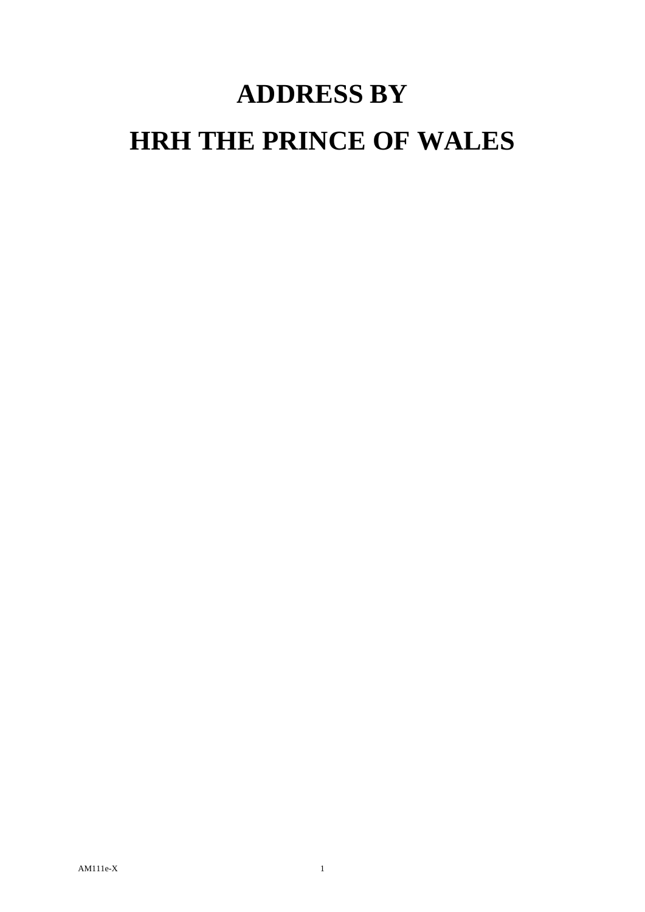# ADDRESS BY

# HRH THE PRINCE OF WALES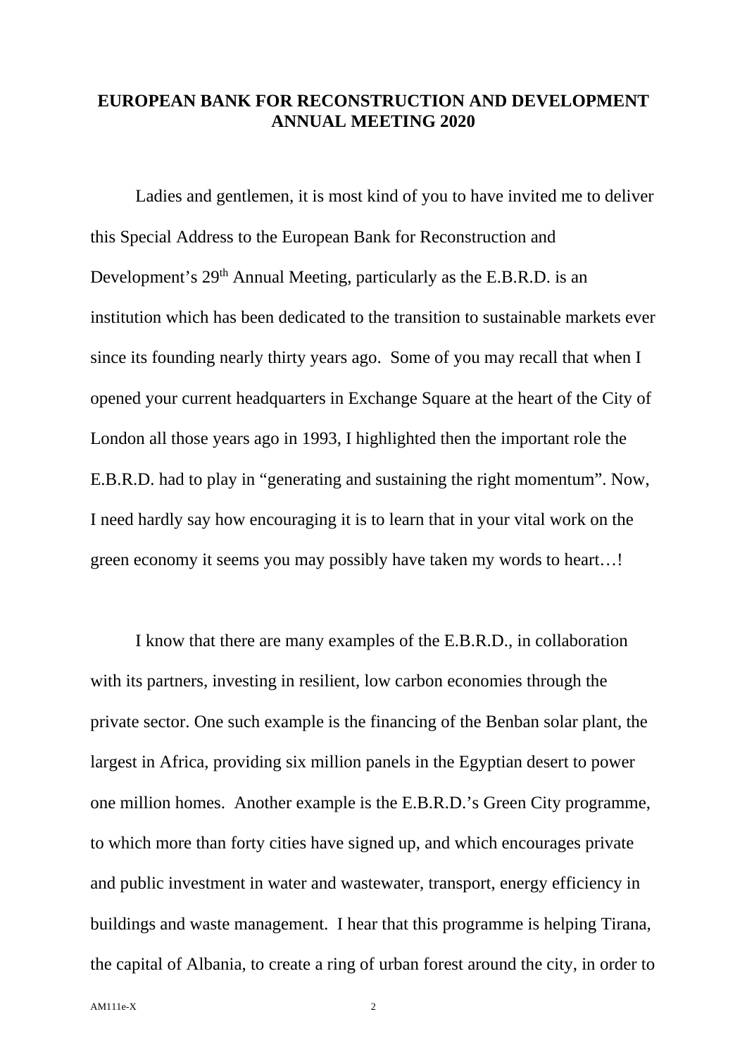**EUROPEAN BANK FOR RECONSTRUCTION AND DEVELOPMENT ANNUAL MEETING 2020**

Ladies and gentlemen, it is most kind of you to have invited me to deliver this Special Address to the European Bank for Reconstruction and Development's 29th Annual Meeting, particularly as the E.B.R.D. is an institution which has been dedicated to the transition to sustainable markets ever since its founding nearly thirty years ago. Some of you may recall that when I opened your current headquarters in Exchange Square at the heart of the City of London all those years ago in 1993, I highlighted then the important role the E.B.R.D. had to play in "generating and sustaining the right momentum". Now, I need hardly say how encouraging it is to learn that in your vital work on the green economy it seems you may possibly have taken my words to heart…!

I know that there are many examples of the E.B.R.D., in collaboration with its partners, investing in resilient, low carbon economies through the private sector. One such example is the financing of the Benban solar plant, the largest in Africa, providing six million panels in the Egyptian desert to power one million homes. Another example is the E.B.R.D.'s Green City programme, to which more than forty cities have signed up, and which encourages private and public investment in water and wastewater, transport, energy efficiency in buildings and waste management. I hear that this programme is helping Tirana, the capital of Albania, to create a ring of urban forest around the city, in order to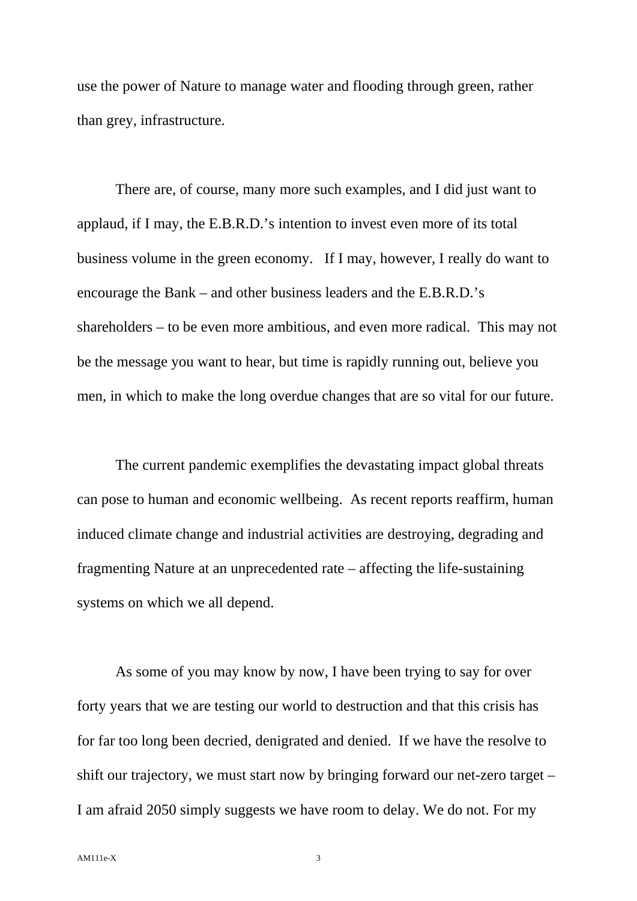use the power of Nature to manage water and flooding through green, rather than grey, infrastructure.

There are, of course, many more such examples, and I did just want to applaud, if I may, the E.B.R.D.'s intention to invest even more of its total business volume in the green economy. If I may, however, I really do want to encourage the Bank – and other business leaders and the E.B.R.D.'s shareholders – to be even more ambitious, and even more radical. This may not be the message you want to hear, but time is rapidly running out, believe you men, in which to make the long overdue changes that are so vital for our future.

The current pandemic exemplifies the devastating impact global threats can pose to human and economic wellbeing. As recent reports reaffirm, human induced climate change and industrial activities are destroying, degrading and fragmenting Nature at an unprecedented rate – affecting the life-sustaining systems on which we all depend.

As some of you may know by now, I have been trying to say for over forty years that we are testing our world to destruction and that this crisis has for far too long been decried, denigrated and denied. If we have the resolve to shift our trajectory, we must start now by bringing forward our net-zero target – I am afraid 2050 simply suggests we have room to delay. We do not. For my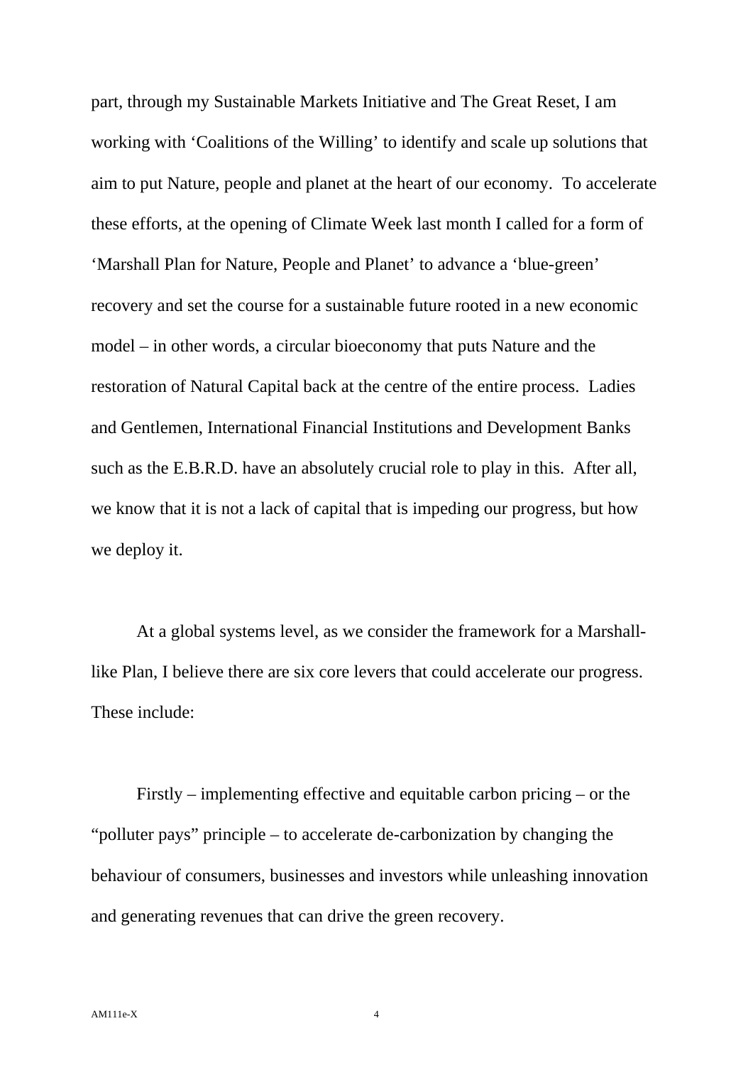part, through my Sustainable Markets Initiative and The Great Reset, I am working with ‘Coalitions of the Willing’ to identify and scale up solutions that aim to put Nature, people and planet at the heart of our economy. To accelerate these efforts, at the opening of Climate Week last month I called for a form of ‘Marshall Plan for Nature, People and Planet’ to advance a ‘blue-green’ recovery and set the course for a sustainable future rooted in a new economic model – in other words, a circular bioeconomy that puts Nature and the restoration of Natural Capital back at the centre of the entire process. Ladies and Gentlemen, International Financial Institutions and Development Banks such as the E.B.R.D. have an absolutely crucial role to play in this. After all, we know that it is not a lack of capital that is impeding our progress, but how we deploy it.

At a global systems level, as we consider the framework for a Marshall-like Plan, I believe there are six core levers that could accelerate our progress. These include:

Firstly – implementing effective and equitable carbon pricing – or the “polluter pays” principle – to accelerate de-carbonization by changing the behaviour of consumers, businesses and investors while unleashing innovation and generating revenues that can drive the green recovery.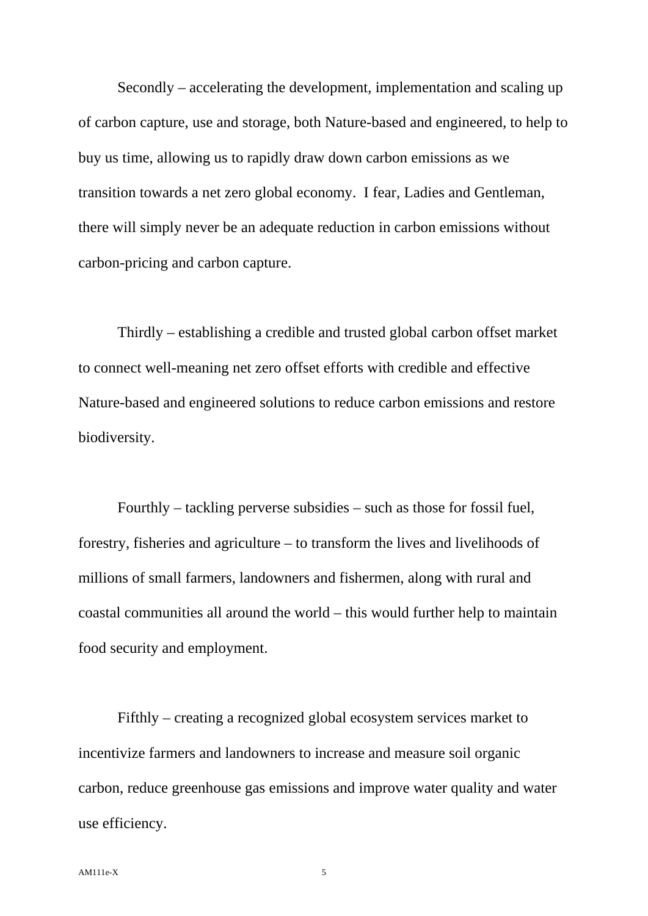Secondly – accelerating the development, implementation and scaling up of carbon capture, use and storage, both Nature-based and engineered, to help to buy us time, allowing us to rapidly draw down carbon emissions as we transition towards a net zero global economy. I fear, Ladies and Gentleman, there will simply never be an adequate reduction in carbon emissions without carbon-pricing and carbon capture.

Thirdly – establishing a credible and trusted global carbon offset market to connect well-meaning net zero offset efforts with credible and effective Nature-based and engineered solutions to reduce carbon emissions and restore biodiversity.

Fourthly – tackling perverse subsidies – such as those for fossil fuel, forestry, fisheries and agriculture – to transform the lives and livelihoods of millions of small farmers, landowners and fishermen, along with rural and coastal communities all around the world – this would further help to maintain food security and employment.

Fifthly – creating a recognized global ecosystem services market to incentivize farmers and landowners to increase and measure soil organic carbon, reduce greenhouse gas emissions and improve water quality and water use efficiency.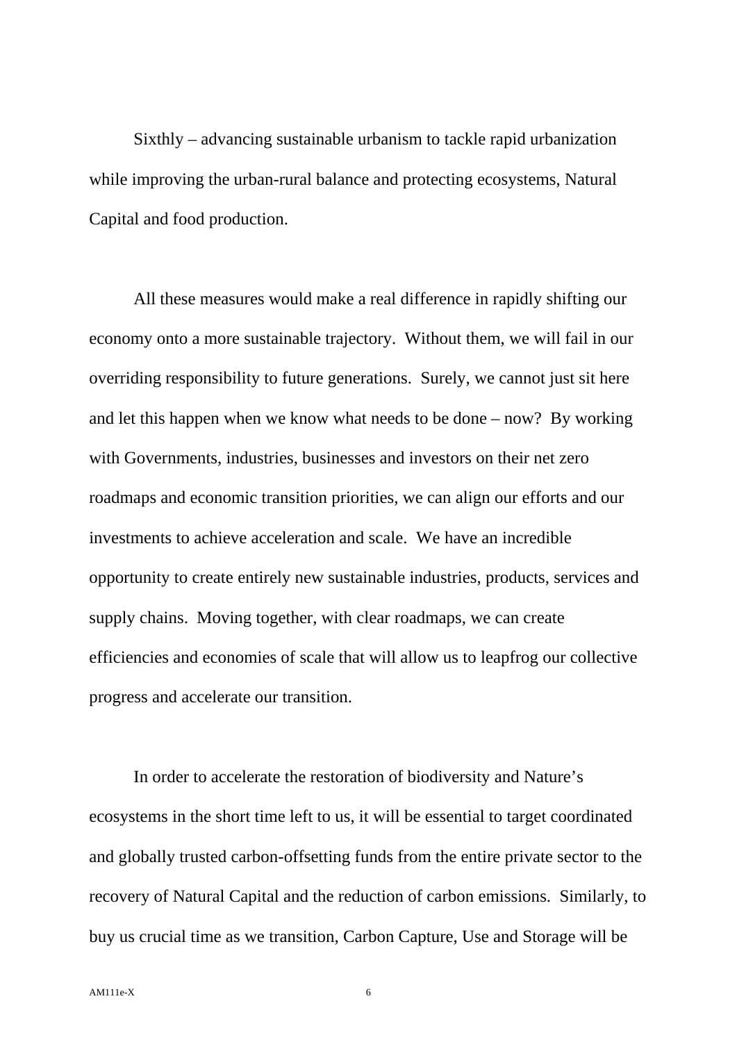Sixthly – advancing sustainable urbanism to tackle rapid urbanization while improving the urban-rural balance and protecting ecosystems, Natural Capital and food production.

All these measures would make a real difference in rapidly shifting our economy onto a more sustainable trajectory.  Without them, we will fail in our overriding responsibility to future generations.  Surely, we cannot just sit here and let this happen when we know what needs to be done – now?  By working with Governments, industries, businesses and investors on their net zero roadmaps and economic transition priorities, we can align our efforts and our investments to achieve acceleration and scale.  We have an incredible opportunity to create entirely new sustainable industries, products, services and supply chains.  Moving together, with clear roadmaps, we can create efficiencies and economies of scale that will allow us to leapfrog our collective progress and accelerate our transition.

In order to accelerate the restoration of biodiversity and Nature's ecosystems in the short time left to us, it will be essential to target coordinated and globally trusted carbon-offsetting funds from the entire private sector to the recovery of Natural Capital and the reduction of carbon emissions.  Similarly, to buy us crucial time as we transition, Carbon Capture, Use and Storage will be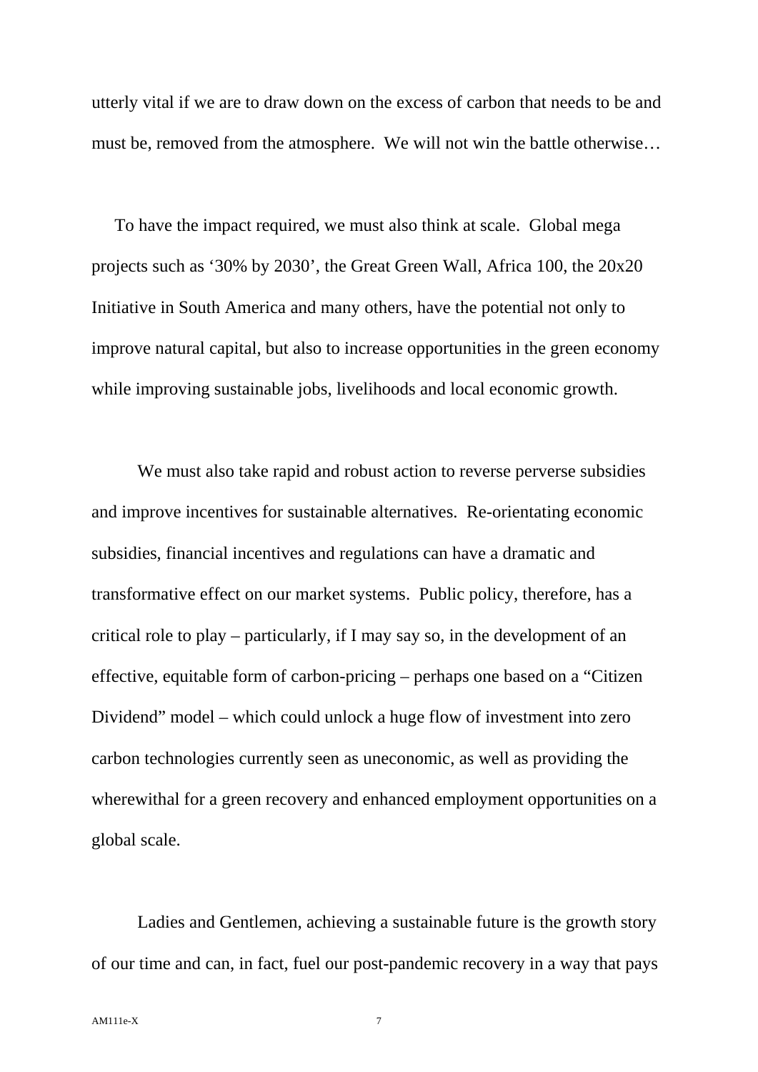utterly vital if we are to draw down on the excess of carbon that needs to be and must be, removed from the atmosphere. We will not win the battle otherwise…

To have the impact required, we must also think at scale. Global mega projects such as '30% by 2030', the Great Green Wall, Africa 100, the 20x20 Initiative in South America and many others, have the potential not only to improve natural capital, but also to increase opportunities in the green economy while improving sustainable jobs, livelihoods and local economic growth.

We must also take rapid and robust action to reverse perverse subsidies and improve incentives for sustainable alternatives. Re-orientating economic subsidies, financial incentives and regulations can have a dramatic and transformative effect on our market systems. Public policy, therefore, has a critical role to play – particularly, if I may say so, in the development of an effective, equitable form of carbon-pricing – perhaps one based on a "Citizen Dividend" model – which could unlock a huge flow of investment into zero carbon technologies currently seen as uneconomic, as well as providing the wherewithal for a green recovery and enhanced employment opportunities on a global scale.

Ladies and Gentlemen, achieving a sustainable future is the growth story of our time and can, in fact, fuel our post-pandemic recovery in a way that pays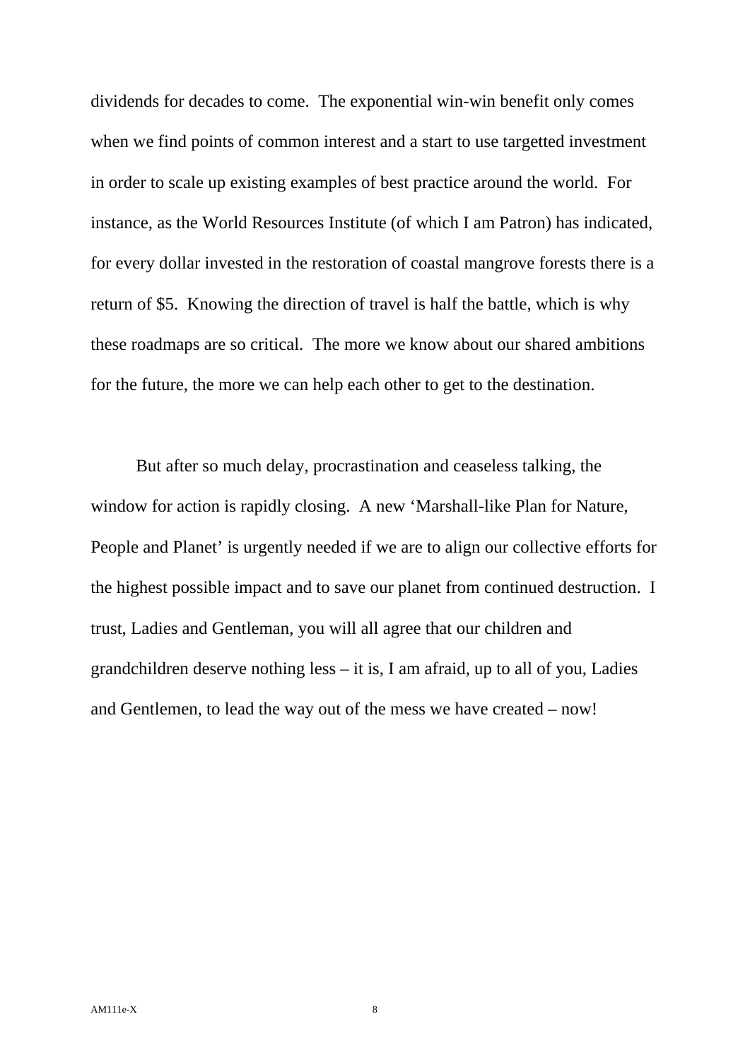dividends for decades to come. The exponential win-win benefit only comes when we find points of common interest and a start to use targetted investment in order to scale up existing examples of best practice around the world. For instance, as the World Resources Institute (of which I am Patron) has indicated, for every dollar invested in the restoration of coastal mangrove forests there is a return of $5. Knowing the direction of travel is half the battle, which is why these roadmaps are so critical. The more we know about our shared ambitions for the future, the more we can help each other to get to the destination.

But after so much delay, procrastination and ceaseless talking, the window for action is rapidly closing. A new 'Marshall-like Plan for Nature, People and Planet' is urgently needed if we are to align our collective efforts for the highest possible impact and to save our planet from continued destruction. I trust, Ladies and Gentleman, you will all agree that our children and grandchildren deserve nothing less – it is, I am afraid, up to all of you, Ladies and Gentlemen, to lead the way out of the mess we have created – now!